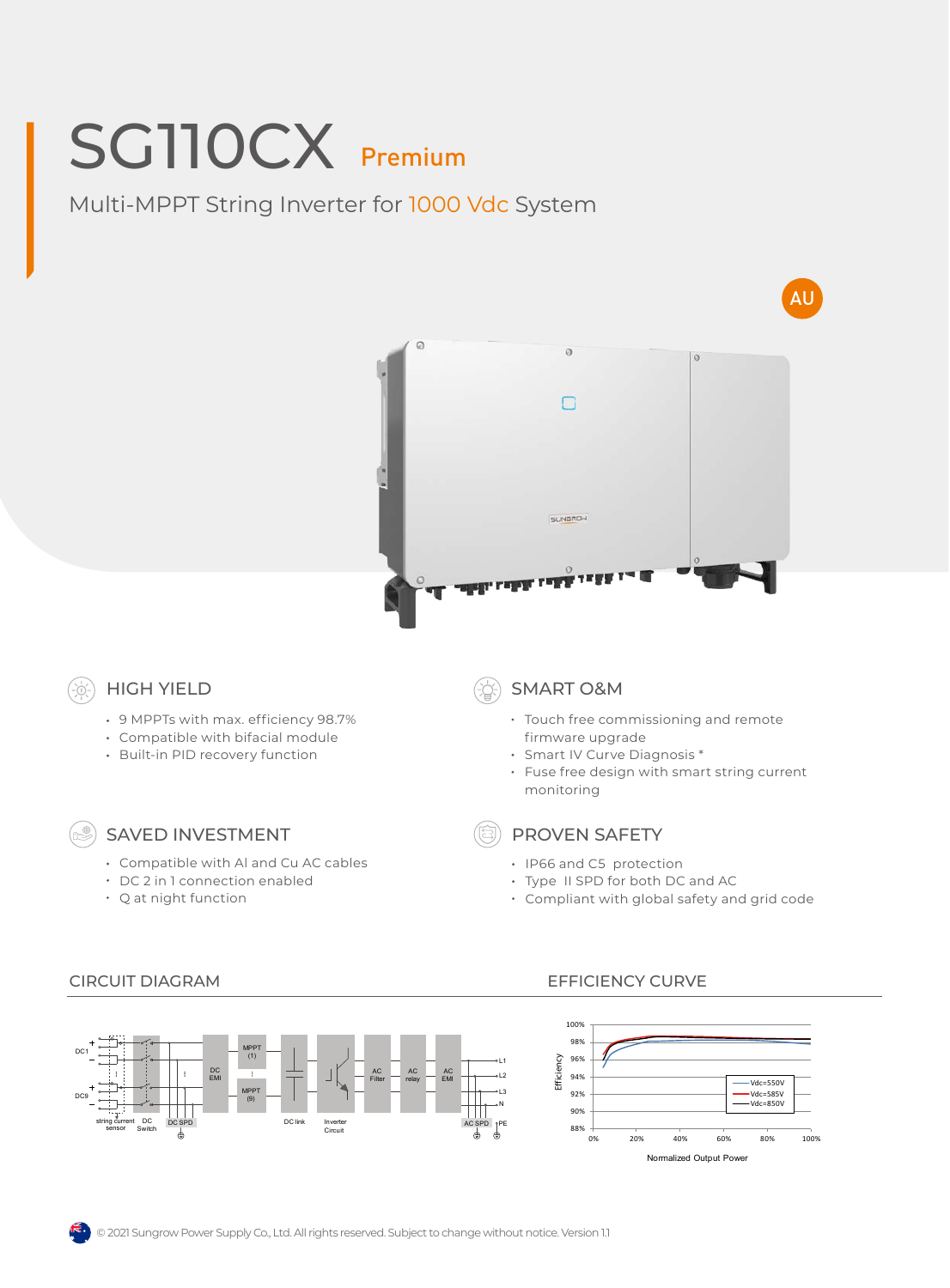# SG110CX Premium

## Multi-MPPT String Inverter for 1000 Vdc System

AU

### HIGH YIELD

- 9 MPPTs with max. efficiency 98.7%
- Compatible with bifacial module
- Built-in PID recovery function

### SMART O&M

- Touch free commissioning and remote firmware upgrade
- Smart IV Curve Diagnosis *
- Fuse free design with smart string current monitoring

### SAVED INVESTMENT

- Compatible with Al and Cu AC cables
- DC 2 in 1 connection enabled
- Q at night function

### PROVEN SAFETY

- IP66 and C5 protection
- Type II SPD for both DC and AC
- Compliant with global safety and grid code

### CIRCUIT DIAGRAM

### EFFICIENCY CURVE

© 2021 Sungrow Power Supply Co., Ltd. All rights reserved. Subject to change without notice. Version 1.1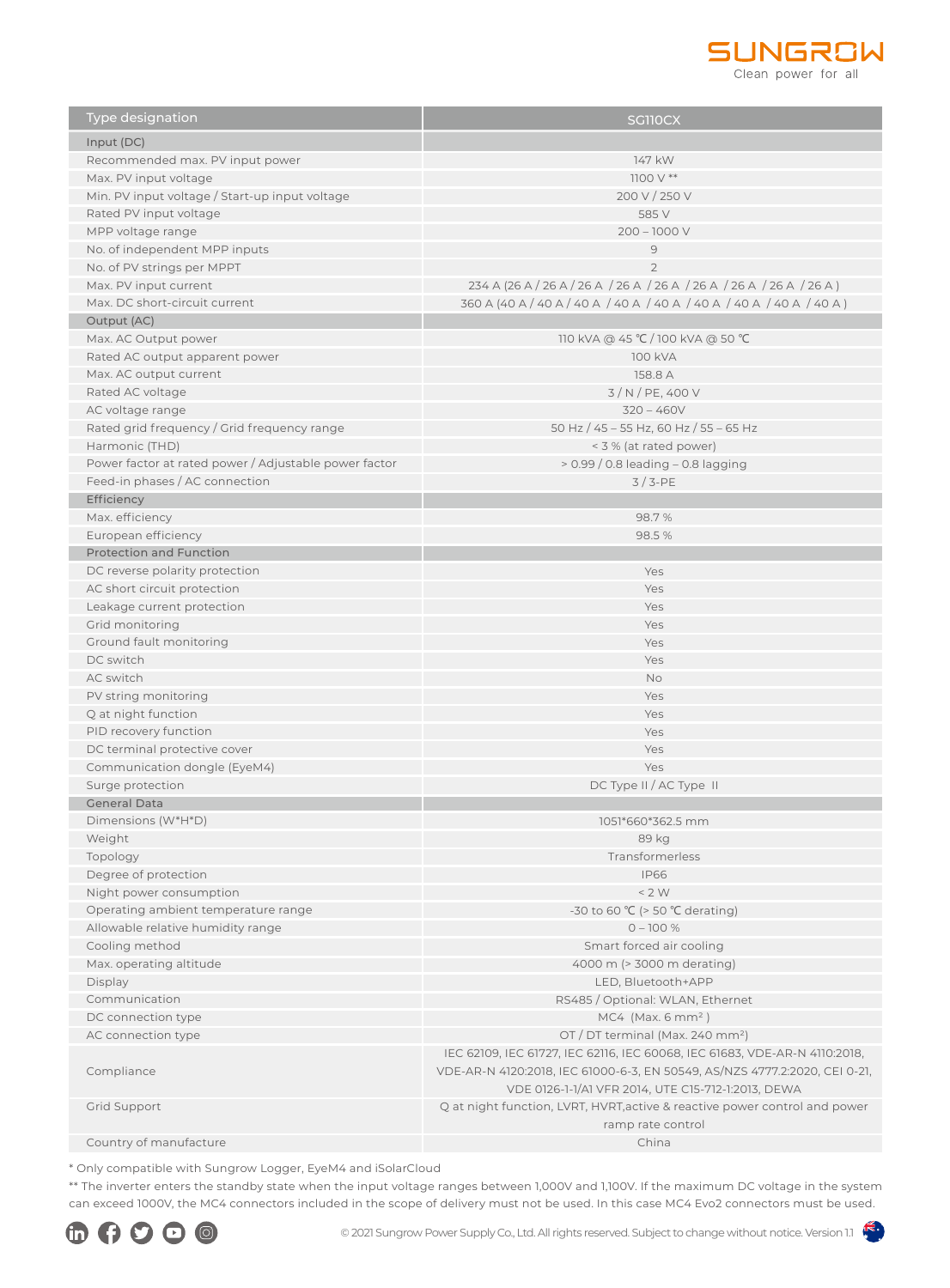| Type designation | SG110CX |
|---|---|
| **Input (DC)** | |
| Recommended max. PV input power | 147 kW |
| Max. PV input voltage | 1100 V ** |
| Min. PV input voltage / Start-up input voltage | 200 V / 250 V |
| Rated PV input voltage | 585 V |
| MPP voltage range | 200 – 1000 V |
| No. of independent MPP inputs | 9 |
| No. of PV strings per MPPT | 2 |
| Max. PV input current | 234 A (26 A / 26 A / 26 A / 26 A / 26 A / 26 A / 26 A / 26 A / 26 A ) |
| Max. DC short-circuit current | 360 A (40 A / 40 A / 40 A / 40 A / 40 A / 40 A / 40 A / 40 A / 40 A ) |
| **Output (AC)** | |
| Max. AC Output power | 110 kVA @ 45 ℃ / 100 kVA @ 50 ℃ |
| Rated AC output apparent power | 100 kVA |
| Max. AC output current | 158.8 A |
| Rated AC voltage | 3 / N / PE, 400 V |
| AC voltage range | 320 – 460V |
| Rated grid frequency / Grid frequency range | 50 Hz / 45 – 55 Hz, 60 Hz / 55 – 65 Hz |
| Harmonic (THD) | < 3 % (at rated power) |
| Power factor at rated power / Adjustable power factor | > 0.99 / 0.8 leading – 0.8 lagging |
| Feed-in phases / AC connection | 3 / 3-PE |
| **Efficiency** | |
| Max. efficiency | 98.7 % |
| European efficiency | 98.5 % |
| **Protection and Function** | |
| DC reverse polarity protection | Yes |
| AC short circuit protection | Yes |
| Leakage current protection | Yes |
| Grid monitoring | Yes |
| Ground fault monitoring | Yes |
| DC switch | Yes |
| AC switch | No |
| PV string monitoring | Yes |
| Q at night function | Yes |
| PID recovery function | Yes |
| DC terminal protective cover | Yes |
| Communication dongle (EyeM4) | Yes |
| Surge protection | DC Type II / AC Type II |
| **General Data** | |
| Dimensions (W*H*D) | 1051*660*362.5 mm |
| Weight | 89 kg |
| Topology | Transformerless |
| Degree of protection | IP66 |
| Night power consumption | < 2 W |
| Operating ambient temperature range | -30 to 60 ℃ (> 50 ℃ derating) |
| Allowable relative humidity range | 0 – 100 % |
| Cooling method | Smart forced air cooling |
| Max. operating altitude | 4000 m (> 3000 m derating) |
| Display | LED, Bluetooth+APP |
| Communication | RS485 / Optional: WLAN, Ethernet |
| DC connection type | MC4 (Max. 6 mm²) |
| AC connection type | OT / DT terminal (Max. 240 mm²) |
| Compliance | IEC 62109, IEC 61727, IEC 62116, IEC 60068, IEC 61683, VDE-AR-N 4110:2018, VDE-AR-N 4120:2018, IEC 61000-6-3, EN 50549, AS/NZS 4777.2:2020, CEI 0-21, VDE 0126-1-1/A1 VFR 2014, UTE C15-712-1:2013, DEWA |
| Grid Support | Q at night function, LVRT, HVRT,active & reactive power control and power ramp rate control |
| Country of manufacture | China |

\* Only compatible with Sungrow Logger, EyeM4 and iSolarCloud

\*\* The inverter enters the standby state when the input voltage ranges between 1,000V and 1,100V. If the maximum DC voltage in the system can exceed 1000V, the MC4 connectors included in the scope of delivery must not be used. In this case MC4 Evo2 connectors must be used.

© 2021 Sungrow Power Supply Co., Ltd. All rights reserved. Subject to change without notice. Version 1.1